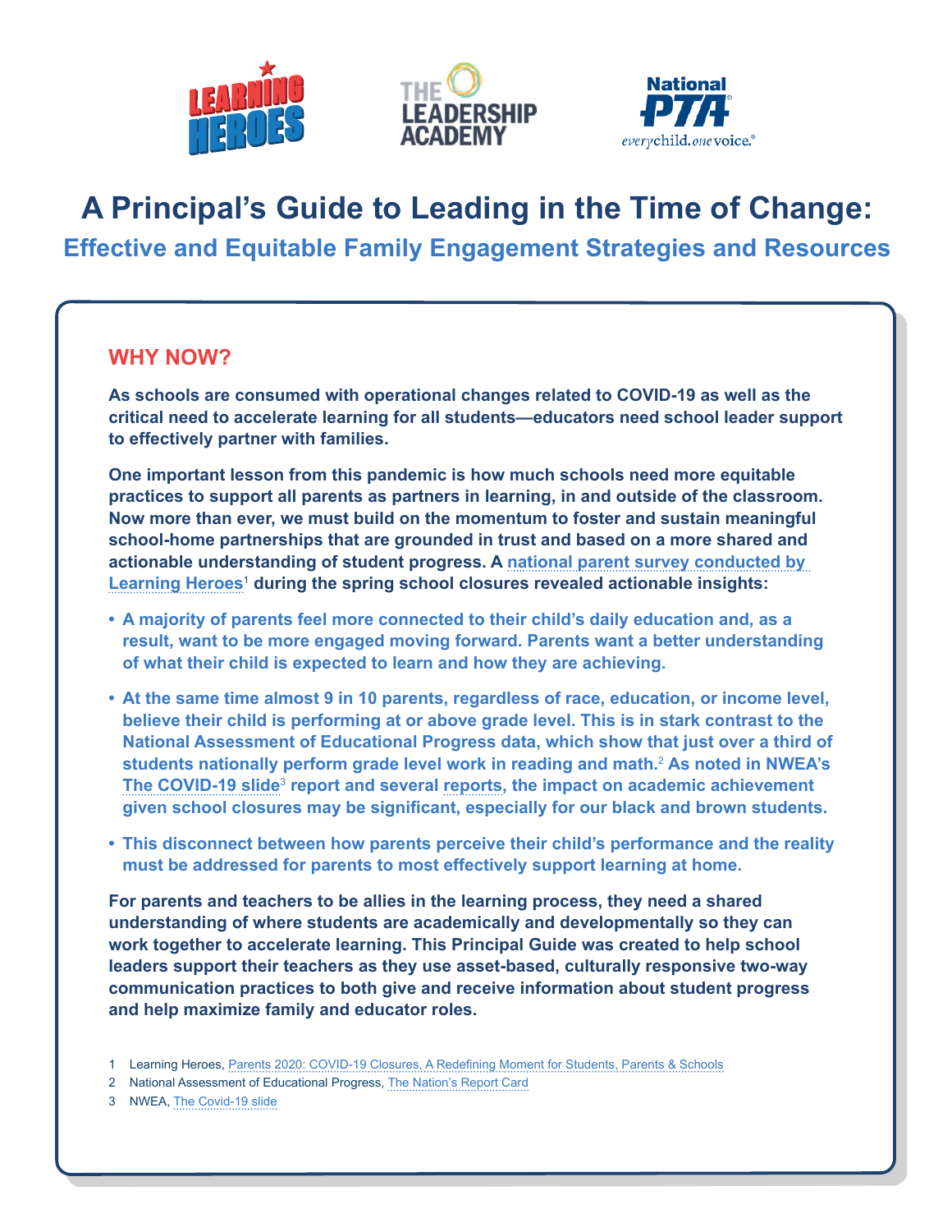# A Principal's Guide to Leading in the Time of Change:

## Effective and Equitable Family Engagement Strategies and Resources

### WHY NOW?

**As schools are consumed with operational changes related to COVID-19 as well as the critical need to accelerate learning for all students—educators need school leader support to effectively partner with families.**

**One important lesson from this pandemic is how much schools need more equitable practices to support all parents as partners in learning, in and outside of the classroom. Now more than ever, we must build on the momentum to foster and sustain meaningful school-home partnerships that are grounded in trust and based on a more shared and actionable understanding of student progress. A national parent survey conducted by Learning Heroes[1] during the spring school closures revealed actionable insights:**

- **A majority of parents feel more connected to their child's daily education and, as a result, want to be more engaged moving forward. Parents want a better understanding of what their child is expected to learn and how they are achieving.**
- **At the same time almost 9 in 10 parents, regardless of race, education, or income level, believe their child is performing at or above grade level. This is in stark contrast to the National Assessment of Educational Progress data, which show that just over a third of students nationally perform grade level work in reading and math.[2] As noted in NWEA's The COVID-19 slide[3] report and several reports, the impact on academic achievement given school closures may be significant, especially for our black and brown students.**
- **This disconnect between how parents perceive their child's performance and the reality must be addressed for parents to most effectively support learning at home.**

**For parents and teachers to be allies in the learning process, they need a shared understanding of where students are academically and developmentally so they can work together to accelerate learning. This Principal Guide was created to help school leaders support their teachers as they use asset-based, culturally responsive two-way communication practices to both give and receive information about student progress and help maximize family and educator roles.**

1 Learning Heroes, Parents 2020: COVID-19 Closures, A Redefining Moment for Students, Parents & Schools
2 National Assessment of Educational Progress, The Nation's Report Card
3 NWEA, The Covid-19 slide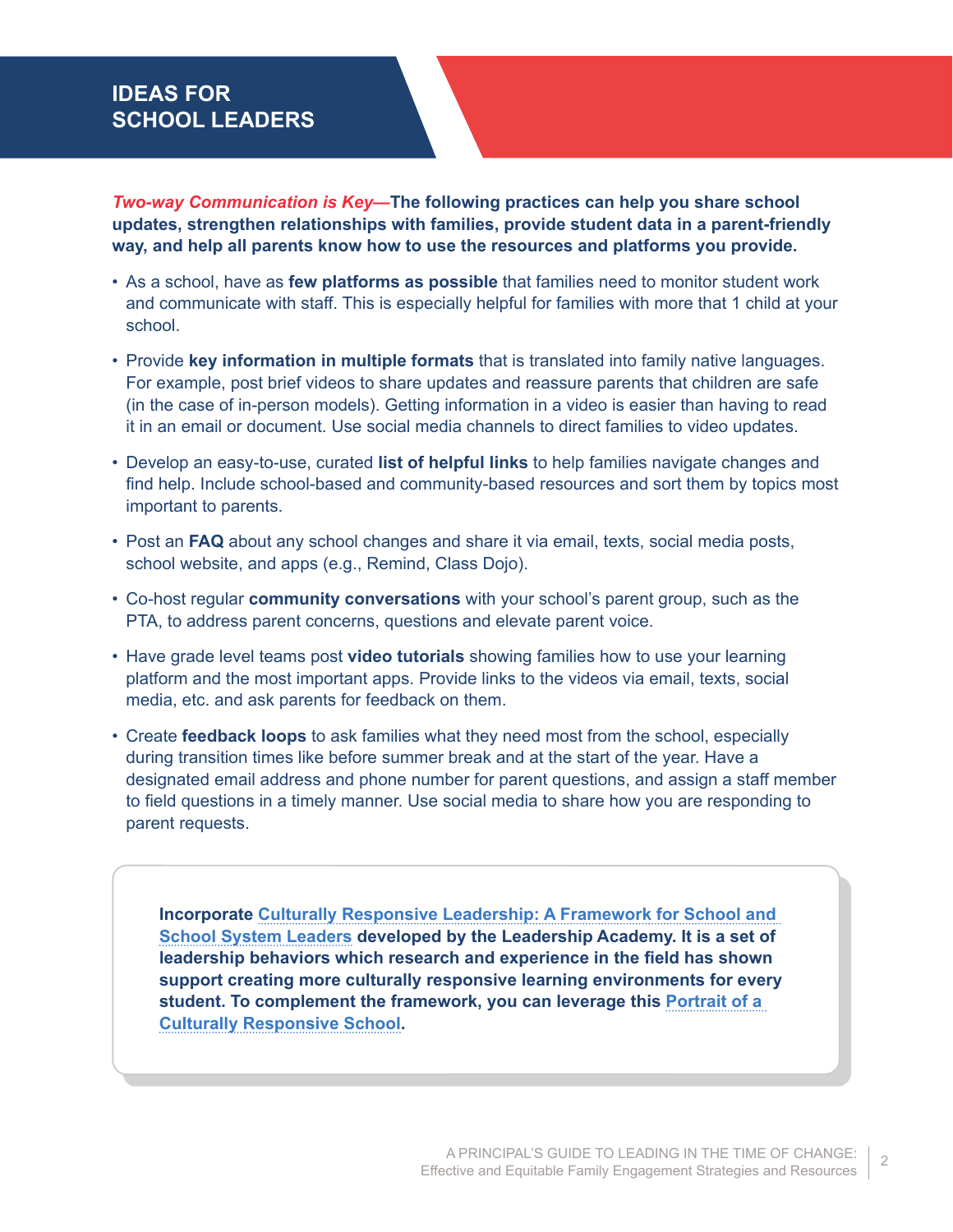# IDEAS FOR SCHOOL LEADERS

***Two-way Communication is Key*—The following practices can help you share school updates, strengthen relationships with families, provide student data in a parent-friendly way, and help all parents know how to use the resources and platforms you provide.**

- As a school, have as **few platforms as possible** that families need to monitor student work and communicate with staff. This is especially helpful for families with more that 1 child at your school.
- Provide **key information in multiple formats** that is translated into family native languages. For example, post brief videos to share updates and reassure parents that children are safe (in the case of in-person models). Getting information in a video is easier than having to read it in an email or document. Use social media channels to direct families to video updates.
- Develop an easy-to-use, curated **list of helpful links** to help families navigate changes and find help. Include school-based and community-based resources and sort them by topics most important to parents.
- Post an **FAQ** about any school changes and share it via email, texts, social media posts, school website, and apps (e.g., Remind, Class Dojo).
- Co-host regular **community conversations** with your school's parent group, such as the PTA, to address parent concerns, questions and elevate parent voice.
- Have grade level teams post **video tutorials** showing families how to use your learning platform and the most important apps. Provide links to the videos via email, texts, social media, etc. and ask parents for feedback on them.
- Create **feedback loops** to ask families what they need most from the school, especially during transition times like before summer break and at the start of the year. Have a designated email address and phone number for parent questions, and assign a staff member to field questions in a timely manner. Use social media to share how you are responding to parent requests.

**Incorporate Culturally Responsive Leadership: A Framework for School and School System Leaders developed by the Leadership Academy. It is a set of leadership behaviors which research and experience in the field has shown support creating more culturally responsive learning environments for every student. To complement the framework, you can leverage this Portrait of a Culturally Responsive School.**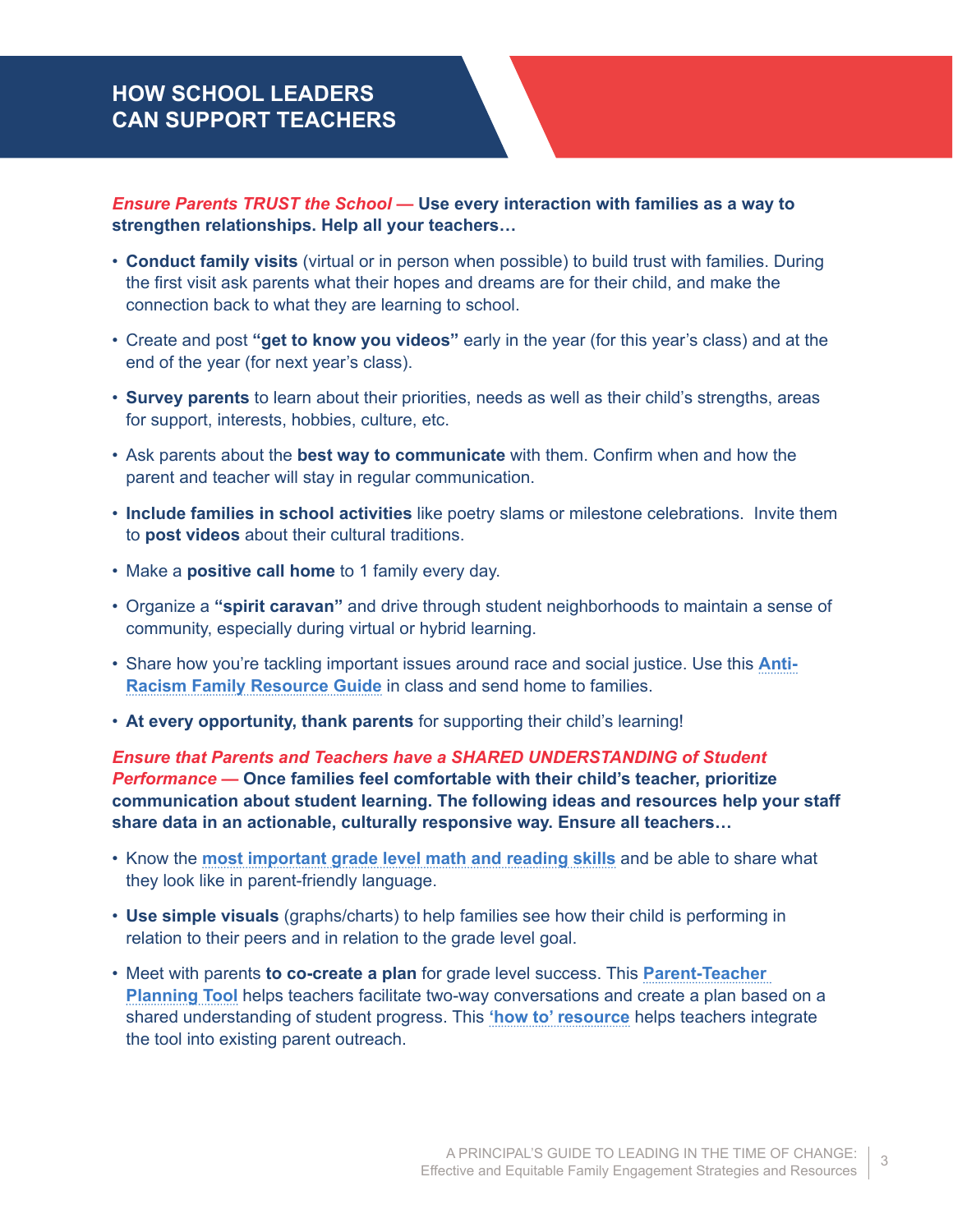## HOW SCHOOL LEADERS CAN SUPPORT TEACHERS

***Ensure Parents TRUST the School —*** **Use every interaction with families as a way to strengthen relationships. Help all your teachers…**

- **Conduct family visits** (virtual or in person when possible) to build trust with families. During the first visit ask parents what their hopes and dreams are for their child, and make the connection back to what they are learning to school.
- Create and post **"get to know you videos"** early in the year (for this year's class) and at the end of the year (for next year's class).
- **Survey parents** to learn about their priorities, needs as well as their child's strengths, areas for support, interests, hobbies, culture, etc.
- Ask parents about the **best way to communicate** with them. Confirm when and how the parent and teacher will stay in regular communication.
- **Include families in school activities** like poetry slams or milestone celebrations. Invite them to **post videos** about their cultural traditions.
- Make a **positive call home** to 1 family every day.
- Organize a **"spirit caravan"** and drive through student neighborhoods to maintain a sense of community, especially during virtual or hybrid learning.
- Share how you're tackling important issues around race and social justice. Use this **Anti-Racism Family Resource Guide** in class and send home to families.
- **At every opportunity, thank parents** for supporting their child's learning!

***Ensure that Parents and Teachers have a SHARED UNDERSTANDING of Student Performance —*** **Once families feel comfortable with their child's teacher, prioritize communication about student learning. The following ideas and resources help your staff share data in an actionable, culturally responsive way. Ensure all teachers…**

- Know the **most important grade level math and reading skills** and be able to share what they look like in parent-friendly language.
- **Use simple visuals** (graphs/charts) to help families see how their child is performing in relation to their peers and in relation to the grade level goal.
- Meet with parents **to co-create a plan** for grade level success. This **Parent-Teacher Planning Tool** helps teachers facilitate two-way conversations and create a plan based on a shared understanding of student progress. This **'how to' resource** helps teachers integrate the tool into existing parent outreach.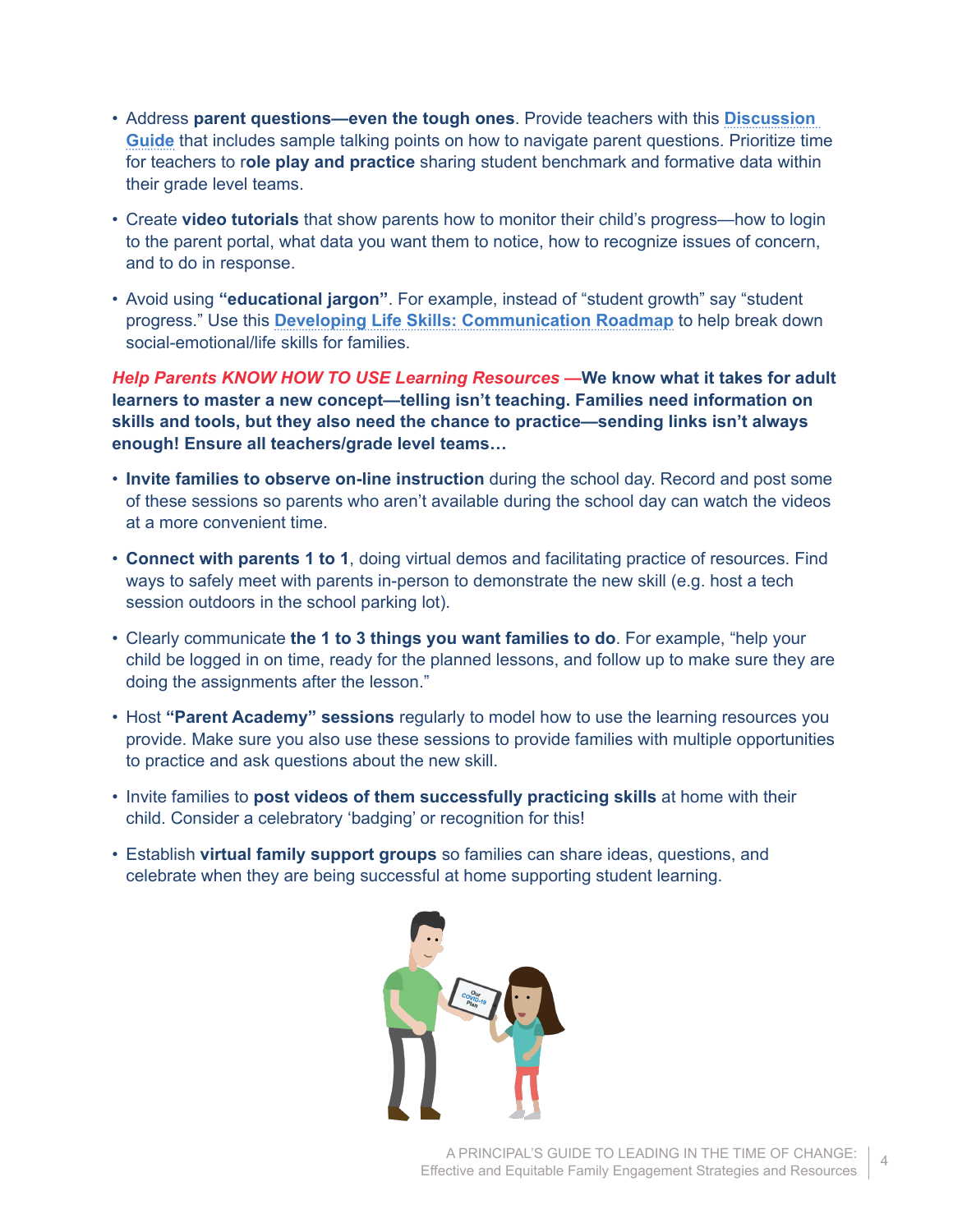- Address **parent questions—even the tough ones**. Provide teachers with this **Discussion Guide** that includes sample talking points on how to navigate parent questions. Prioritize time for teachers to r**ole play and practice** sharing student benchmark and formative data within their grade level teams.
- Create **video tutorials** that show parents how to monitor their child's progress—how to login to the parent portal, what data you want them to notice, how to recognize issues of concern, and to do in response.
- Avoid using **"educational jargon"**. For example, instead of "student growth" say "student progress." Use this **Developing Life Skills: Communication Roadmap** to help break down social-emotional/life skills for families.

***Help Parents KNOW HOW TO USE Learning Resources —*****We know what it takes for adult learners to master a new concept—telling isn't teaching. Families need information on skills and tools, but they also need the chance to practice—sending links isn't always enough! Ensure all teachers/grade level teams…**

- **Invite families to observe on-line instruction** during the school day. Record and post some of these sessions so parents who aren't available during the school day can watch the videos at a more convenient time.
- **Connect with parents 1 to 1**, doing virtual demos and facilitating practice of resources. Find ways to safely meet with parents in-person to demonstrate the new skill (e.g. host a tech session outdoors in the school parking lot).
- Clearly communicate **the 1 to 3 things you want families to do**. For example, "help your child be logged in on time, ready for the planned lessons, and follow up to make sure they are doing the assignments after the lesson."
- Host **"Parent Academy" sessions** regularly to model how to use the learning resources you provide. Make sure you also use these sessions to provide families with multiple opportunities to practice and ask questions about the new skill.
- Invite families to **post videos of them successfully practicing skills** at home with their child. Consider a celebratory 'badging' or recognition for this!
- Establish **virtual family support groups** so families can share ideas, questions, and celebrate when they are being successful at home supporting student learning.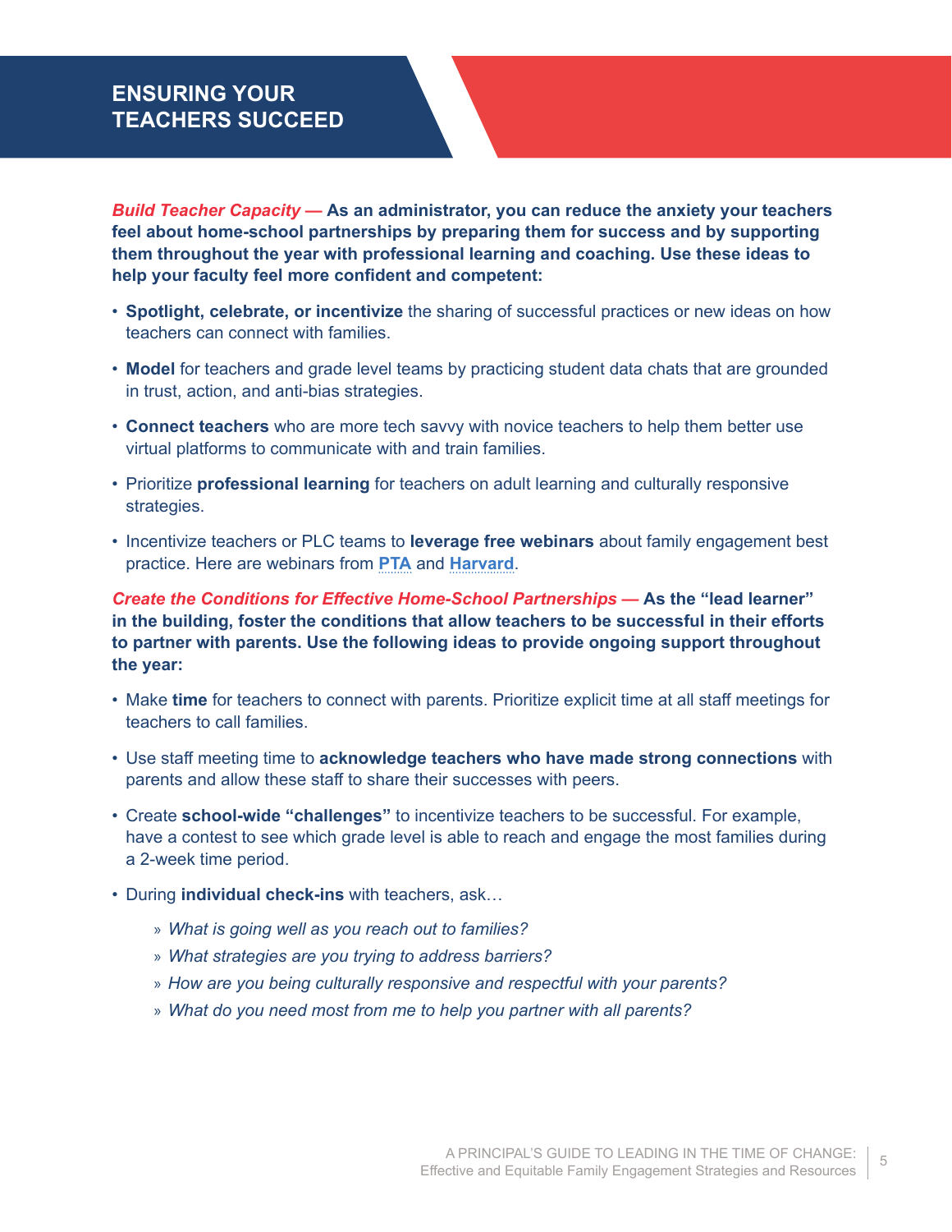## ENSURING YOUR TEACHERS SUCCEED

***Build Teacher Capacity* — As an administrator, you can reduce the anxiety your teachers feel about home-school partnerships by preparing them for success and by supporting them throughout the year with professional learning and coaching. Use these ideas to help your faculty feel more confident and competent:**

- **Spotlight, celebrate, or incentivize** the sharing of successful practices or new ideas on how teachers can connect with families.
- **Model** for teachers and grade level teams by practicing student data chats that are grounded in trust, action, and anti-bias strategies.
- **Connect teachers** who are more tech savvy with novice teachers to help them better use virtual platforms to communicate with and train families.
- Prioritize **professional learning** for teachers on adult learning and culturally responsive strategies.
- Incentivize teachers or PLC teams to **leverage free webinars** about family engagement best practice. Here are webinars from **PTA** and **Harvard**.

***Create the Conditions for Effective Home-School Partnerships* — As the "lead learner" in the building, foster the conditions that allow teachers to be successful in their efforts to partner with parents. Use the following ideas to provide ongoing support throughout the year:**

- Make **time** for teachers to connect with parents. Prioritize explicit time at all staff meetings for teachers to call families.
- Use staff meeting time to **acknowledge teachers who have made strong connections** with parents and allow these staff to share their successes with peers.
- Create **school-wide "challenges"** to incentivize teachers to be successful. For example, have a contest to see which grade level is able to reach and engage the most families during a 2-week time period.
- During **individual check-ins** with teachers, ask…
  - *What is going well as you reach out to families?*
  - *What strategies are you trying to address barriers?*
  - *How are you being culturally responsive and respectful with your parents?*
  - *What do you need most from me to help you partner with all parents?*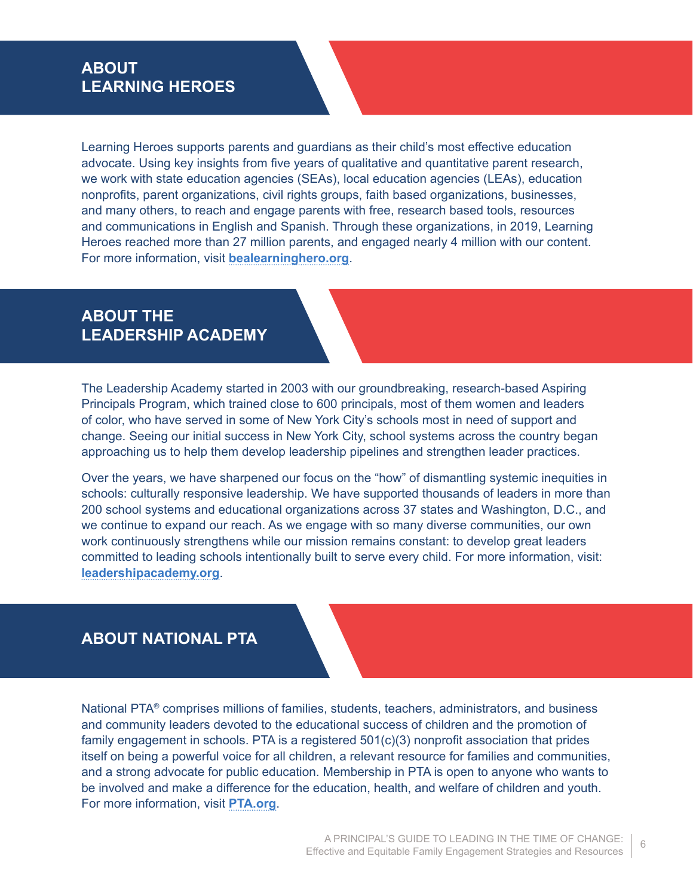## ABOUT LEARNING HEROES

Learning Heroes supports parents and guardians as their child's most effective education advocate. Using key insights from five years of qualitative and quantitative parent research, we work with state education agencies (SEAs), local education agencies (LEAs), education nonprofits, parent organizations, civil rights groups, faith based organizations, businesses, and many others, to reach and engage parents with free, research based tools, resources and communications in English and Spanish. Through these organizations, in 2019, Learning Heroes reached more than 27 million parents, and engaged nearly 4 million with our content. For more information, visit **bealearninghero.org**.

## ABOUT THE LEADERSHIP ACADEMY

The Leadership Academy started in 2003 with our groundbreaking, research-based Aspiring Principals Program, which trained close to 600 principals, most of them women and leaders of color, who have served in some of New York City's schools most in need of support and change. Seeing our initial success in New York City, school systems across the country began approaching us to help them develop leadership pipelines and strengthen leader practices.

Over the years, we have sharpened our focus on the "how" of dismantling systemic inequities in schools: culturally responsive leadership. We have supported thousands of leaders in more than 200 school systems and educational organizations across 37 states and Washington, D.C., and we continue to expand our reach. As we engage with so many diverse communities, our own work continuously strengthens while our mission remains constant: to develop great leaders committed to leading schools intentionally built to serve every child. For more information, visit: **leadershipacademy.org**.

## ABOUT NATIONAL PTA

National PTA® comprises millions of families, students, teachers, administrators, and business and community leaders devoted to the educational success of children and the promotion of family engagement in schools. PTA is a registered 501(c)(3) nonprofit association that prides itself on being a powerful voice for all children, a relevant resource for families and communities, and a strong advocate for public education. Membership in PTA is open to anyone who wants to be involved and make a difference for the education, health, and welfare of children and youth. For more information, visit **PTA.org**.